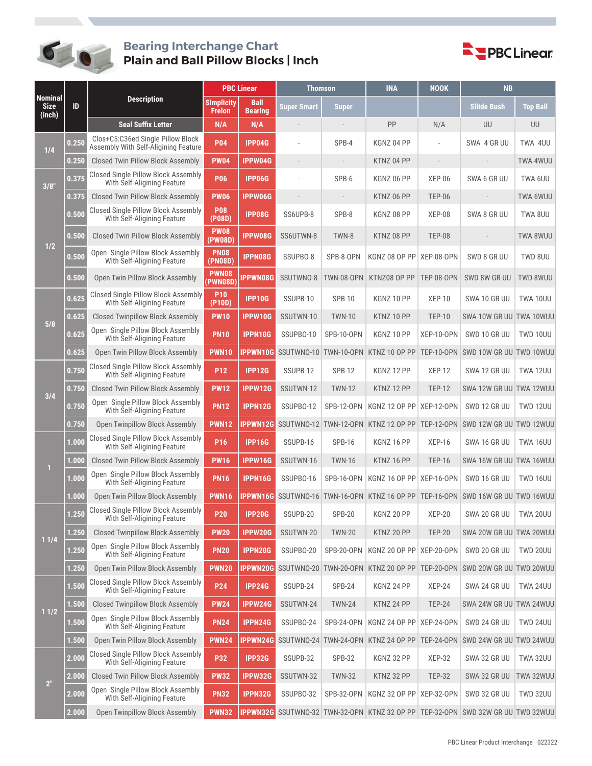# Bearing Interchange Chart
## Plain and Ball Pillow Blocks | Inch

PBC Linear

| Nominal Size (inch) | ID | Description | PBC Linear | | Thomson | | INA | NOOK | NB | |
|---|---|---|---|---|---|---|---|---|---|---|
| | | | Simplicity Frelon | Ball Bearing | Super Smart | Super | | | Sllide Bush | Top Ball |
| | | Seal Suffix Letter | N/A | N/A | - | - | PP | N/A | UU | UU |
| 1/4 | 0.250 | Clos+C5:C36ed Single Pillow Block Assembly With Self-Aligning Feature | P04 | IPP04G | - | SPB-4 | KGNZ 04 PP | - | SWA 4 GR UU | TWA 4UU |
| | 0.250 | Closed Twin Pillow Block Assembly | PW04 | IPPW04G | - | - | KTNZ 04 PP | - | - | TWA 4WUU |
| 3/8" | 0.375 | Closed Single Pillow Block Assembly With Self-Aligning Feature | P06 | IPP06G | - | SPB-6 | KGNZ 06 PP | XEP-06 | SWA 6 GR UU | TWA 6UU |
| | 0.375 | Closed Twin Pillow Block Assembly | PW06 | IPPW06G | - | - | KTNZ 06 PP | TEP-06 | - | TWA 6WUU |
| 1/2 | 0.500 | Closed Single Pillow Block Assembly With Self-Aligning Feature | P08 (P08D) | IPP08G | SS6UPB-8 | SPB-8 | KGNZ 08 PP | XEP-08 | SWA 8 GR UU | TWA 8UU |
| | 0.500 | Closed Twin Pillow Block Assembly | PW08 (PW08D) | IPPW08G | SS6UTWN-8 | TWN-8 | KTNZ 08 PP | TEP-08 | - | TWA 8WUU |
| | 0.500 | Open Single Pillow Block Assembly With Self-Aligning Feature | PN08 (PN08D) | IPPN08G | SSUPBO-8 | SPB-8-OPN | KGNZ 08 OP PP | XEP-08-OPN | SWD 8 GR UU | TWD 8UU |
| | 0.500 | Open Twin Pillow Block Assembly | PWN08 (PWN08D) | IPPWN08G | SSUTWNO-8 | TWN-08-OPN | KTNZ08 OP PP | TEP-08-OPN | SWD 8W GR UU | TWD 8WUU |
| 5/8 | 0.625 | Closed Single Pillow Block Assembly With Self-Aligning Feature | P10 (P10D) | IPP10G | SSUPB-10 | SPB-10 | KGNZ 10 PP | XEP-10 | SWA 10 GR UU | TWA 10UU |
| | 0.625 | Closed Twinpillow Block Assembly | PW10 | IPPW10G | SSUTWN-10 | TWN-10 | KTNZ 10 PP | TEP-10 | SWA 10W GR UU | TWA 10WUU |
| | 0.625 | Open Single Pillow Block Assembly With Self-Aligning Feature | PN10 | IPPN10G | SSUPBO-10 | SPB-10-OPN | KGNZ 10 PP | XEP-10-OPN | SWD 10 GR UU | TWD 10UU |
| | 0.625 | Open Twin Pillow Block Assembly | PWN10 | IPPWN10G | SSUTWNO-10 | TWN-10-OPN | KTNZ 10 OP PP | TEP-10-OPN | SWD 10W GR UU | TWD 10WUU |
| 3/4 | 0.750 | Closed Single Pillow Block Assembly With Self-Aligning Feature | P12 | IPP12G | SSUPB-12 | SPB-12 | KGNZ 12 PP | XEP-12 | SWA 12 GR UU | TWA 12UU |
| | 0.750 | Closed Twin Pillow Block Assembly | PW12 | IPPW12G | SSUTWN-12 | TWN-12 | KTNZ 12 PP | TEP-12 | SWA 12W GR UU | TWA 12WUU |
| | 0.750 | Open Single Pillow Block Assembly With Self-Aligning Feature | PN12 | IPPN12G | SSUPBO-12 | SPB-12-OPN | KGNZ 12 OP PP | XEP-12-OPN | SWD 12 GR UU | TWD 12UU |
| | 0.750 | Open Twinpillow Block Assembly | PWN12 | IPPWN12G | SSUTWNO-12 | TWN-12-OPN | KTNZ 12 OP PP | TEP-12-OPN | SWD 12W GR UU | TWD 12WUU |
| 1 | 1.000 | Closed Single Pillow Block Assembly With Self-Aligning Feature | P16 | IPP16G | SSUPB-16 | SPB-16 | KGNZ 16 PP | XEP-16 | SWA 16 GR UU | TWA 16UU |
| | 1.000 | Closed Twin Pillow Block Assembly | PW16 | IPPW16G | SSUTWN-16 | TWN-16 | KTNZ 16 PP | TEP-16 | SWA 16W GR UU | TWA 16WUU |
| | 1.000 | Open Single Pillow Block Assembly With Self-Aligning Feature | PN16 | IPPN16G | SSUPBO-16 | SPB-16-OPN | KGNZ 16 OP PP | XEP-16-OPN | SWD 16 GR UU | TWD 16UU |
| | 1.000 | Open Twin Pillow Block Assembly | PWN16 | IPPWN16G | SSUTWNO-16 | TWN-16-OPN | KTNZ 16 OP PP | TEP-16-OPN | SWD 16W GR UU | TWD 16WUU |
| 1 1/4 | 1.250 | Closed Single Pillow Block Assembly With Self-Aligning Feature | P20 | IPP20G | SSUPB-20 | SPB-20 | KGNZ 20 PP | XEP-20 | SWA 20 GR UU | TWA 20UU |
| | 1.250 | Closed Twinpillow Block Assembly | PW20 | IPPW20G | SSUTWN-20 | TWN-20 | KTNZ 20 PP | TEP-20 | SWA 20W GR UU | TWA 20WUU |
| | 1.250 | Open Single Pillow Block Assembly With Self-Aligning Feature | PN20 | IPPN20G | SSUPBO-20 | SPB-20-OPN | KGNZ 20 OP PP | XEP-20-OPN | SWD 20 GR UU | TWD 20UU |
| | 1.250 | Open Twin Pillow Block Assembly | PWN20 | IPPWN20G | SSUTWNO-20 | TWN-20-OPN | KTNZ 20 OP PP | TEP-20-OPN | SWD 20W GR UU | TWD 20WUU |
| 1 1/2 | 1.500 | Closed Single Pillow Block Assembly With Self-Aligning Feature | P24 | IPP24G | SSUPB-24 | SPB-24 | KGNZ 24 PP | XEP-24 | SWA 24 GR UU | TWA 24UU |
| | 1.500 | Closed Twinpillow Block Assembly | PW24 | IPPW24G | SSUTWN-24 | TWN-24 | KTNZ 24 PP | TEP-24 | SWA 24W GR UU | TWA 24WUU |
| | 1.500 | Open Single Pillow Block Assembly With Self-Aligning Feature | PN24 | IPPN24G | SSUPBO-24 | SPB-24-OPN | KGNZ 24 OP PP | XEP-24-OPN | SWD 24 GR UU | TWD 24UU |
| | 1.500 | Open Twin Pillow Block Assembly | PWN24 | IPPWN24G | SSUTWNO-24 | TWN-24-OPN | KTNZ 24 OP PP | TEP-24-OPN | SWD 24W GR UU | TWD 24WUU |
| 2" | 2.000 | Closed Single Pillow Block Assembly With Self-Aligning Feature | P32 | IPP32G | SSUPB-32 | SPB-32 | KGNZ 32 PP | XEP-32 | SWA 32 GR UU | TWA 32UU |
| | 2.000 | Closed Twin Pillow Block Assembly | PW32 | IPPW32G | SSUTWN-32 | TWN-32 | KTNZ 32 PP | TEP-32 | SWA 32 GR UU | TWA 32WUU |
| | 2.000 | Open Single Pillow Block Assembly With Self-Aligning Feature | PN32 | IPPN32G | SSUPBO-32 | SPB-32-OPN | KGNZ 32 OP PP | XEP-32-OPN | SWD 32 GR UU | TWD 32UU |
| | 2.000 | Open Twinpillow Block Assembly | PWN32 | IPPWN32G | SSUTWNO-32 | TWN-32-OPN | KTNZ 32 OP PP | TEP-32-OPN | SWD 32W GR UU | TWD 32WUU |

PBC Linear Product Interchange 022322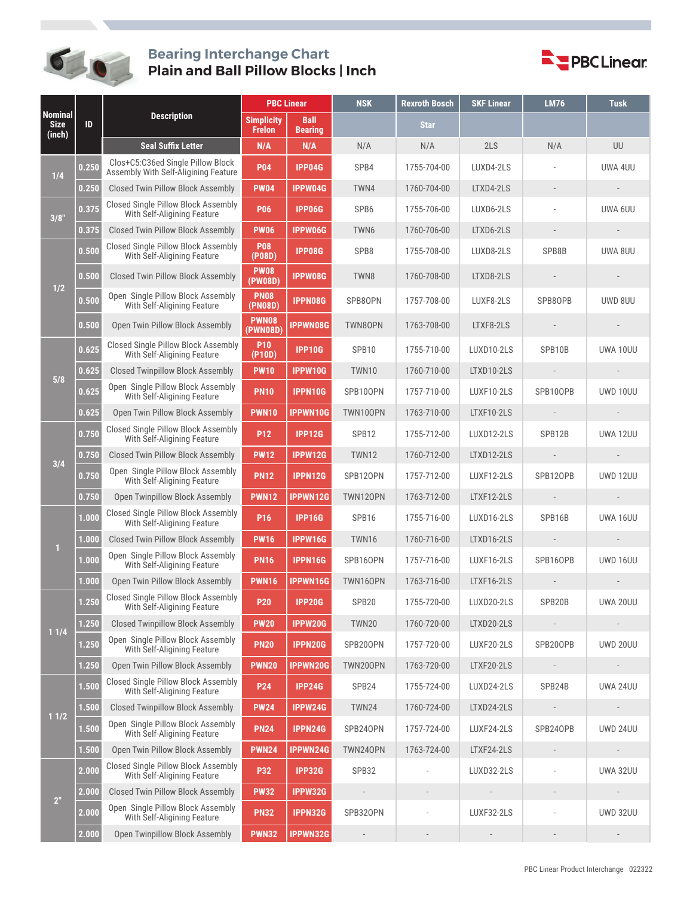# Bearing Interchange Chart

## Plain and Ball Pillow Blocks | Inch

| Nominal Size (inch) | ID | Description | PBC Linear | | NSK | Rexroth Bosch | SKF Linear | LM76 | Tusk |
|---|---|---|---|---|---|---|---|---|---|
| | | | Simplicity Frelon | Ball Bearing | | Star | | | |
| | | Seal Suffix Letter | N/A | N/A | N/A | N/A | 2LS | N/A | UU |
| 1/4 | 0.250 | Clos+C5:C36ed Single Pillow Block Assembly With Self-Aligining Feature | P04 | IPP04G | SPB4 | 1755-704-00 | LUXD4-2LS | - | UWA 4UU |
| | 0.250 | Closed Twin Pillow Block Assembly | PW04 | IPPW04G | TWN4 | 1760-704-00 | LTXD4-2LS | - | - |
| 3/8" | 0.375 | Closed Single Pillow Block Assembly With Self-Aligining Feature | P06 | IPP06G | SPB6 | 1755-706-00 | LUXD6-2LS | - | UWA 6UU |
| | 0.375 | Closed Twin Pillow Block Assembly | PW06 | IPPW06G | TWN6 | 1760-706-00 | LTXD6-2LS | - | - |
| 1/2 | 0.500 | Closed Single Pillow Block Assembly With Self-Aligining Feature | P08 (P08D) | IPP08G | SPB8 | 1755-708-00 | LUXD8-2LS | SPB8B | UWA 8UU |
| | 0.500 | Closed Twin Pillow Block Assembly | PW08 (PW08D) | IPPW08G | TWN8 | 1760-708-00 | LTXD8-2LS | - | - |
| | 0.500 | Open Single Pillow Block Assembly With Self-Aligining Feature | PN08 (PN08D) | IPPN08G | SPB8OPN | 1757-708-00 | LUXF8-2LS | SPB8OPB | UWD 8UU |
| | 0.500 | Open Twin Pillow Block Assembly | PWN08 (PWN08D) | IPPWN08G | TWN8OPN | 1763-708-00 | LTXF8-2LS | - | - |
| 5/8 | 0.625 | Closed Single Pillow Block Assembly With Self-Aligining Feature | P10 (P10D) | IPP10G | SPB10 | 1755-710-00 | LUXD10-2LS | SPB10B | UWA 10UU |
| | 0.625 | Closed Twinpillow Block Assembly | PW10 | IPPW10G | TWN10 | 1760-710-00 | LTXD10-2LS | - | - |
| | 0.625 | Open Single Pillow Block Assembly With Self-Aligining Feature | PN10 | IPPN10G | SPB10OPN | 1757-710-00 | LUXF10-2LS | SPB10OPB | UWD 10UU |
| | 0.625 | Open Twin Pillow Block Assembly | PWN10 | IPPWN10G | TWN10OPN | 1763-710-00 | LTXF10-2LS | - | - |
| 3/4 | 0.750 | Closed Single Pillow Block Assembly With Self-Aligining Feature | P12 | IPP12G | SPB12 | 1755-712-00 | LUXD12-2LS | SPB12B | UWA 12UU |
| | 0.750 | Closed Twin Pillow Block Assembly | PW12 | IPPW12G | TWN12 | 1760-712-00 | LTXD12-2LS | - | - |
| | 0.750 | Open Single Pillow Block Assembly With Self-Aligining Feature | PN12 | IPPN12G | SPB12OPN | 1757-712-00 | LUXF12-2LS | SPB12OPB | UWD 12UU |
| | 0.750 | Open Twinpillow Block Assembly | PWN12 | IPPWN12G | TWN12OPN | 1763-712-00 | LTXF12-2LS | - | - |
| 1 | 1.000 | Closed Single Pillow Block Assembly With Self-Aligining Feature | P16 | IPP16G | SPB16 | 1755-716-00 | LUXD16-2LS | SPB16B | UWA 16UU |
| | 1.000 | Closed Twin Pillow Block Assembly | PW16 | IPPW16G | TWN16 | 1760-716-00 | LTXD16-2LS | - | - |
| | 1.000 | Open Single Pillow Block Assembly With Self-Aligining Feature | PN16 | IPPN16G | SPB16OPN | 1757-716-00 | LUXF16-2LS | SPB16OPB | UWD 16UU |
| | 1.000 | Open Twin Pillow Block Assembly | PWN16 | IPPWN16G | TWN16OPN | 1763-716-00 | LTXF16-2LS | - | - |
| 1 1/4 | 1.250 | Closed Single Pillow Block Assembly With Self-Aligining Feature | P20 | IPP20G | SPB20 | 1755-720-00 | LUXD20-2LS | SPB20B | UWA 20UU |
| | 1.250 | Closed Twinpillow Block Assembly | PW20 | IPPW20G | TWN20 | 1760-720-00 | LTXD20-2LS | - | - |
| | 1.250 | Open Single Pillow Block Assembly With Self-Aligining Feature | PN20 | IPPN20G | SPB20OPN | 1757-720-00 | LUXF20-2LS | SPB20OPB | UWD 20UU |
| | 1.250 | Open Twin Pillow Block Assembly | PWN20 | IPPWN20G | TWN20OPN | 1763-720-00 | LTXF20-2LS | - | - |
| 1 1/2 | 1.500 | Closed Single Pillow Block Assembly With Self-Aligining Feature | P24 | IPP24G | SPB24 | 1755-724-00 | LUXD24-2LS | SPB24B | UWA 24UU |
| | 1.500 | Closed Twinpillow Block Assembly | PW24 | IPPW24G | TWN24 | 1760-724-00 | LTXD24-2LS | - | - |
| | 1.500 | Open Single Pillow Block Assembly With Self-Aligining Feature | PN24 | IPPN24G | SPB24OPN | 1757-724-00 | LUXF24-2LS | SPB24OPB | UWD 24UU |
| | 1.500 | Open Twin Pillow Block Assembly | PWN24 | IPPWN24G | TWN24OPN | 1763-724-00 | LTXF24-2LS | - | - |
| 2" | 2.000 | Closed Single Pillow Block Assembly With Self-Aligining Feature | P32 | IPP32G | SPB32 | - | LUXD32-2LS | - | UWA 32UU |
| | 2.000 | Closed Twin Pillow Block Assembly | PW32 | IPPW32G | - | - | - | - | - |
| | 2.000 | Open Single Pillow Block Assembly With Self-Aligining Feature | PN32 | IPPN32G | SPB32OPN | - | LUXF32-2LS | - | UWD 32UU |
| | 2.000 | Open Twinpillow Block Assembly | PWN32 | IPPWN32G | - | - | - | - | - |

PBC Linear Product Interchange 022322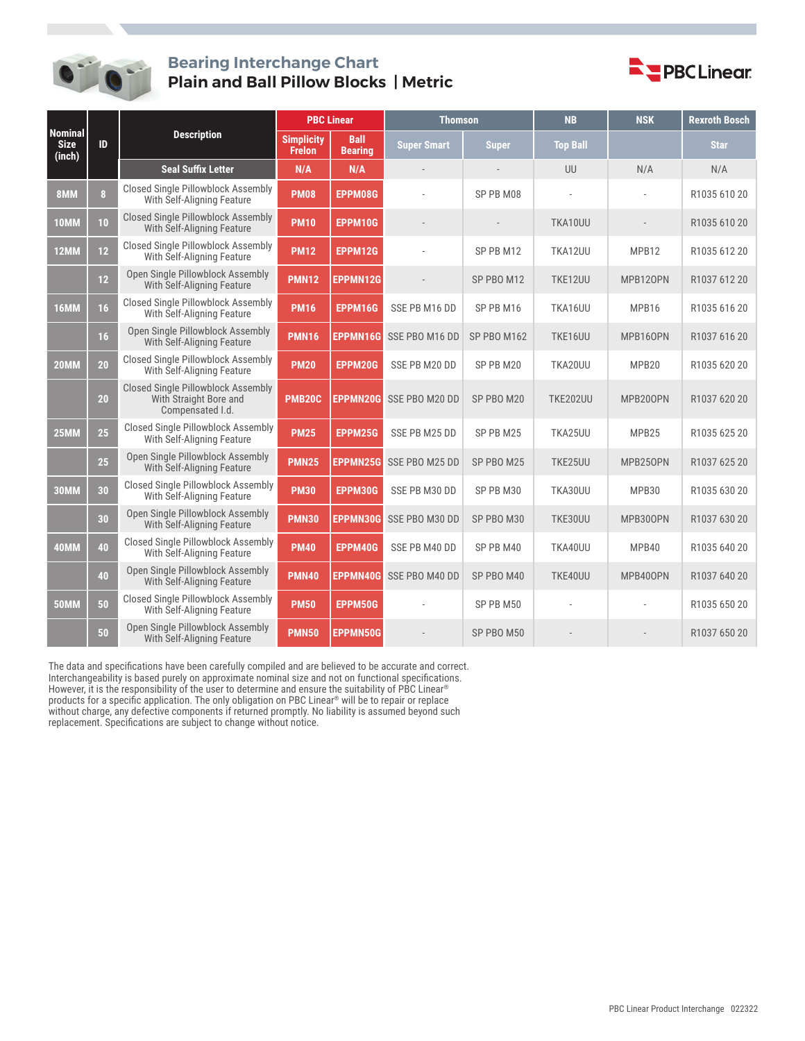# Bearing Interchange Chart
## Plain and Ball Pillow Blocks | Metric

PBC Linear

| Nominal Size (inch) | ID | Description | PBC Linear | | Thomson | | NB | NSK | Rexroth Bosch |
|---|---|---|---|---|---|---|---|---|---|
| | | | Simplicity Frelon | Ball Bearing | Super Smart | Super | Top Ball | | Star |
| | | Seal Suffix Letter | N/A | N/A | - | - | UU | N/A | N/A |
| 8MM | 8 | Closed Single Pillowblock Assembly With Self-Aligning Feature | PM08 | EPPM08G | - | SP PB M08 | - | - | R1035 610 20 |
| 10MM | 10 | Closed Single Pillowblock Assembly With Self-Aligning Feature | PM10 | EPPM10G | - | - | TKA10UU | - | R1035 610 20 |
| 12MM | 12 | Closed Single Pillowblock Assembly With Self-Aligning Feature | PM12 | EPPM12G | - | SP PB M12 | TKA12UU | MPB12 | R1035 612 20 |
| | 12 | Open Single Pillowblock Assembly With Self-Aligning Feature | PMN12 | EPPMN12G | - | SP PBO M12 | TKE12UU | MPB12OPN | R1037 612 20 |
| 16MM | 16 | Closed Single Pillowblock Assembly With Self-Aligning Feature | PM16 | EPPM16G | SSE PB M16 DD | SP PB M16 | TKA16UU | MPB16 | R1035 616 20 |
| | 16 | Open Single Pillowblock Assembly With Self-Aligning Feature | PMN16 | EPPMN16G | SSE PBO M16 DD | SP PBO M162 | TKE16UU | MPB16OPN | R1037 616 20 |
| 20MM | 20 | Closed Single Pillowblock Assembly With Self-Aligning Feature | PM20 | EPPM20G | SSE PB M20 DD | SP PB M20 | TKA20UU | MPB20 | R1035 620 20 |
| | 20 | Closed Single Pillowblock Assembly With Straight Bore and Compensated I.d. | PMB20C | EPPMN20G | SSE PBO M20 DD | SP PBO M20 | TKE202UU | MPB20OPN | R1037 620 20 |
| 25MM | 25 | Closed Single Pillowblock Assembly With Self-Aligning Feature | PM25 | EPPM25G | SSE PB M25 DD | SP PB M25 | TKA25UU | MPB25 | R1035 625 20 |
| | 25 | Open Single Pillowblock Assembly With Self-Aligning Feature | PMN25 | EPPMN25G | SSE PBO M25 DD | SP PBO M25 | TKE25UU | MPB25OPN | R1037 625 20 |
| 30MM | 30 | Closed Single Pillowblock Assembly With Self-Aligning Feature | PM30 | EPPM30G | SSE PB M30 DD | SP PB M30 | TKA30UU | MPB30 | R1035 630 20 |
| | 30 | Open Single Pillowblock Assembly With Self-Aligning Feature | PMN30 | EPPMN30G | SSE PBO M30 DD | SP PBO M30 | TKE30UU | MPB30OPN | R1037 630 20 |
| 40MM | 40 | Closed Single Pillowblock Assembly With Self-Aligning Feature | PM40 | EPPM40G | SSE PB M40 DD | SP PB M40 | TKA40UU | MPB40 | R1035 640 20 |
| | 40 | Open Single Pillowblock Assembly With Self-Aligning Feature | PMN40 | EPPMN40G | SSE PBO M40 DD | SP PBO M40 | TKE40UU | MPB40OPN | R1037 640 20 |
| 50MM | 50 | Closed Single Pillowblock Assembly With Self-Aligning Feature | PM50 | EPPM50G | - | SP PB M50 | - | - | R1035 650 20 |
| | 50 | Open Single Pillowblock Assembly With Self-Aligning Feature | PMN50 | EPPMN50G | - | SP PBO M50 | - | - | R1037 650 20 |

The data and specifications have been carefully compiled and are believed to be accurate and correct. Interchangeability is based purely on approximate nominal size and not on functional specifications. However, it is the responsibility of the user to determine and ensure the suitability of PBC Linear® products for a specific application. The only obligation on PBC Linear® will be to repair or replace without charge, any defective components if returned promptly. No liability is assumed beyond such replacement. Specifications are subject to change without notice.